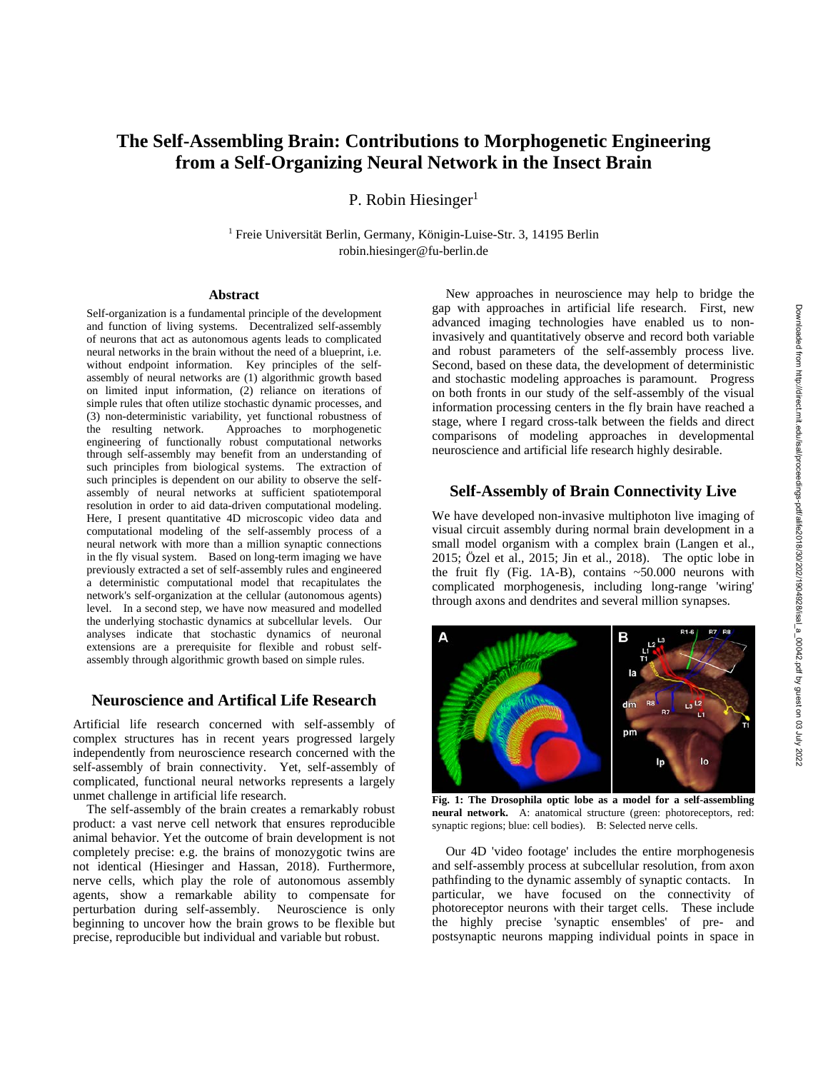# The Self-Assembling Brain: Contributions to Morphogenetic Engineering from a Self-Organizing Neural Network in the Insect Brain

P. Robin Hiesinger[1]

[1] Freie Universität Berlin, Germany, Königin-Luise-Str. 3, 14195 Berlin
robin.hiesinger@fu-berlin.de

## Abstract

Self-organization is a fundamental principle of the development and function of living systems. Decentralized self-assembly of neurons that act as autonomous agents leads to complicated neural networks in the brain without the need of a blueprint, i.e. without endpoint information. Key principles of the self-assembly of neural networks are (1) algorithmic growth based on limited input information, (2) reliance on iterations of simple rules that often utilize stochastic dynamic processes, and (3) non-deterministic variability, yet functional robustness of the resulting network. Approaches to morphogenetic engineering of functionally robust computational networks through self-assembly may benefit from an understanding of such principles from biological systems. The extraction of such principles is dependent on our ability to observe the self-assembly of neural networks at sufficient spatiotemporal resolution in order to aid data-driven computational modeling. Here, I present quantitative 4D microscopic video data and computational modeling of the self-assembly process of a neural network with more than a million synaptic connections in the fly visual system. Based on long-term imaging we have previously extracted a set of self-assembly rules and engineered a deterministic computational model that recapitulates the network's self-organization at the cellular (autonomous agents) level. In a second step, we have now measured and modelled the underlying stochastic dynamics at subcellular levels. Our analyses indicate that stochastic dynamics of neuronal extensions are a prerequisite for flexible and robust self-assembly through algorithmic growth based on simple rules.

## Neuroscience and Artifical Life Research

Artificial life research concerned with self-assembly of complex structures has in recent years progressed largely independently from neuroscience research concerned with the self-assembly of brain connectivity. Yet, self-assembly of complicated, functional neural networks represents a largely unmet challenge in artificial life research.

The self-assembly of the brain creates a remarkably robust product: a vast nerve cell network that ensures reproducible animal behavior. Yet the outcome of brain development is not completely precise: e.g. the brains of monozygotic twins are not identical (Hiesinger and Hassan, 2018). Furthermore, nerve cells, which play the role of autonomous assembly agents, show a remarkable ability to compensate for perturbation during self-assembly. Neuroscience is only beginning to uncover how the brain grows to be flexible but precise, reproducible but individual and variable but robust.

New approaches in neuroscience may help to bridge the gap with approaches in artificial life research. First, new advanced imaging technologies have enabled us to non-invasively and quantitatively observe and record both variable and robust parameters of the self-assembly process live. Second, based on these data, the development of deterministic and stochastic modeling approaches is paramount. Progress on both fronts in our study of the self-assembly of the visual information processing centers in the fly brain have reached a stage, where I regard cross-talk between the fields and direct comparisons of modeling approaches in developmental neuroscience and artificial life research highly desirable.

## Self-Assembly of Brain Connectivity Live

We have developed non-invasive multiphoton live imaging of visual circuit assembly during normal brain development in a small model organism with a complex brain (Langen et al., 2015; Özel et al., 2015; Jin et al., 2018). The optic lobe in the fruit fly (Fig. 1A-B), contains ~50.000 neurons with complicated morphogenesis, including long-range 'wiring' through axons and dendrites and several million synapses.

**Fig. 1: The Drosophila optic lobe as a model for a self-assembling neural network.** A: anatomical structure (green: photoreceptors, red: synaptic regions; blue: cell bodies). B: Selected nerve cells.

Our 4D 'video footage' includes the entire morphogenesis and self-assembly process at subcellular resolution, from axon pathfinding to the dynamic assembly of synaptic contacts. In particular, we have focused on the connectivity of photoreceptor neurons with their target cells. These include the highly precise 'synaptic ensembles' of pre- and postsynaptic neurons mapping individual points in space in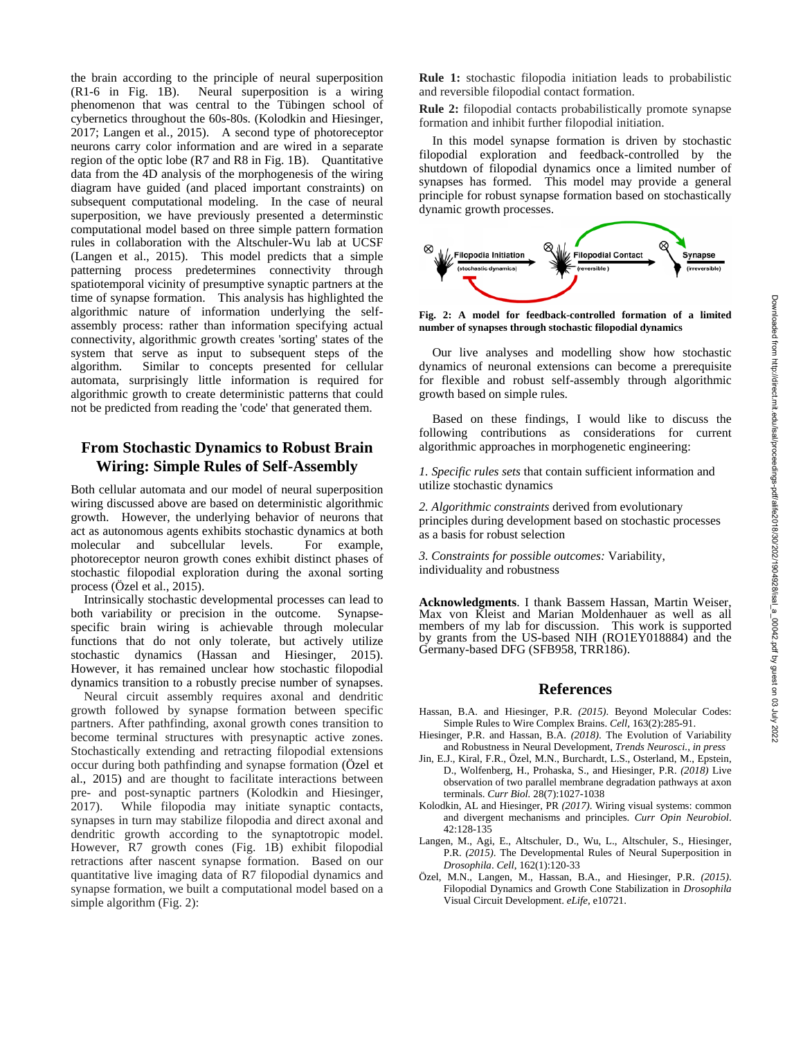the brain according to the principle of neural superposition (R1-6 in Fig. 1B). Neural superposition is a wiring phenomenon that was central to the Tübingen school of cybernetics throughout the 60s-80s. (Kolodkin and Hiesinger, 2017; Langen et al., 2015). A second type of photoreceptor neurons carry color information and are wired in a separate region of the optic lobe (R7 and R8 in Fig. 1B). Quantitative data from the 4D analysis of the morphogenesis of the wiring diagram have guided (and placed important constraints) on subsequent computational modeling. In the case of neural superposition, we have previously presented a determinstic computational model based on three simple pattern formation rules in collaboration with the Altschuler-Wu lab at UCSF (Langen et al., 2015). This model predicts that a simple patterning process predetermines connectivity through spatiotemporal vicinity of presumptive synaptic partners at the time of synapse formation. This analysis has highlighted the algorithmic nature of information underlying the self-assembly process: rather than information specifying actual connectivity, algorithmic growth creates 'sorting' states of the system that serve as input to subsequent steps of the algorithm. Similar to concepts presented for cellular automata, surprisingly little information is required for algorithmic growth to create deterministic patterns that could not be predicted from reading the 'code' that generated them.

## From Stochastic Dynamics to Robust Brain Wiring: Simple Rules of Self-Assembly

Both cellular automata and our model of neural superposition wiring discussed above are based on deterministic algorithmic growth. However, the underlying behavior of neurons that act as autonomous agents exhibits stochastic dynamics at both molecular and subcellular levels. For example, photoreceptor neuron growth cones exhibit distinct phases of stochastic filopodial exploration during the axonal sorting process (Özel et al., 2015).

Intrinsically stochastic developmental processes can lead to both variability or precision in the outcome. Synapse-specific brain wiring is achievable through molecular functions that do not only tolerate, but actively utilize stochastic dynamics (Hassan and Hiesinger, 2015). However, it has remained unclear how stochastic filopodial dynamics transition to a robustly precise number of synapses.

Neural circuit assembly requires axonal and dendritic growth followed by synapse formation between specific partners. After pathfinding, axonal growth cones transition to become terminal structures with presynaptic active zones. Stochastically extending and retracting filopodial extensions occur during both pathfinding and synapse formation (Özel et al., 2015) and are thought to facilitate interactions between pre- and post-synaptic partners (Kolodkin and Hiesinger, 2017). While filopodia may initiate synaptic contacts, synapses in turn may stabilize filopodia and direct axonal and dendritic growth according to the synaptotropic model. However, R7 growth cones (Fig. 1B) exhibit filopodial retractions after nascent synapse formation. Based on our quantitative live imaging data of R7 filopodial dynamics and synapse formation, we built a computational model based on a simple algorithm (Fig. 2):

**Rule 1:** stochastic filopodia initiation leads to probabilistic and reversible filopodial contact formation.

**Rule 2:** filopodial contacts probabilistically promote synapse formation and inhibit further filopodial initiation.

In this model synapse formation is driven by stochastic filopodial exploration and feedback-controlled by the shutdown of filopodial dynamics once a limited number of synapses has formed. This model may provide a general principle for robust synapse formation based on stochastically dynamic growth processes.

Filopodia Initiation
(stochastic dynamics)
Filopodial Contact
(reversible)
Synapse
(irreversible)

**Fig. 2: A model for feedback-controlled formation of a limited number of synapses through stochastic filopodial dynamics**

Our live analyses and modelling show how stochastic dynamics of neuronal extensions can become a prerequisite for flexible and robust self-assembly through algorithmic growth based on simple rules.

Based on these findings, I would like to discuss the following contributions as considerations for current algorithmic approaches in morphogenetic engineering:

*1. Specific rules sets* that contain sufficient information and utilize stochastic dynamics

*2. Algorithmic constraints* derived from evolutionary principles during development based on stochastic processes as a basis for robust selection

*3. Constraints for possible outcomes:* Variability, individuality and robustness

**Acknowledgments**. I thank Bassem Hassan, Martin Weiser, Max von Kleist and Marian Moldenhauer as well as all members of my lab for discussion. This work is supported by grants from the US-based NIH (RO1EY018884) and the Germany-based DFG (SFB958, TRR186).

## References

Hassan, B.A. and Hiesinger, P.R. *(2015)*. Beyond Molecular Codes: Simple Rules to Wire Complex Brains. *Cell*, 163(2):285-91.

Hiesinger, P.R. and Hassan, B.A. *(2018)*. The Evolution of Variability and Robustness in Neural Development, *Trends Neurosci., in press*

Jin, E.J., Kiral, F.R., Özel, M.N., Burchardt, L.S., Osterland, M., Epstein, D., Wolfenberg, H., Prohaska, S., and Hiesinger, P.R. *(2018)* Live observation of two parallel membrane degradation pathways at axon terminals. *Curr Biol.* 28(7):1027-1038

Kolodkin, AL and Hiesinger, PR *(2017)*. Wiring visual systems: common and divergent mechanisms and principles. *Curr Opin Neurobiol*. 42:128-135

Langen, M., Agi, E., Altschuler, D., Wu, L., Altschuler, S., Hiesinger, P.R. *(2015)*. The Developmental Rules of Neural Superposition in *Drosophila*. *Cell*, 162(1):120-33

Özel, M.N., Langen, M., Hassan, B.A., and Hiesinger, P.R. *(2015)*. Filopodial Dynamics and Growth Cone Stabilization in *Drosophila* Visual Circuit Development. *eLife*, e10721.